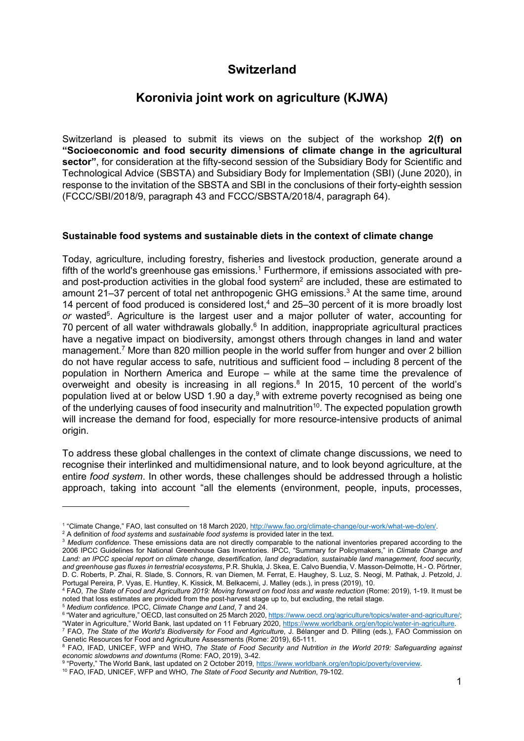# Switzerland

## Koronivia joint work on agriculture (KJWA)

Switzerland is pleased to submit its views on the subject of the workshop **2(f) on "Socioeconomic and food security dimensions of climate change in the agricultural sector"**, for consideration at the fifty-second session of the Subsidiary Body for Scientific and Technological Advice (SBSTA) and Subsidiary Body for Implementation (SBI) (June 2020), in response to the invitation of the SBSTA and SBI in the conclusions of their forty-eighth session (FCCC/SBI/2018/9, paragraph 43 and FCCC/SBSTA/2018/4, paragraph 64).

### Sustainable food systems and sustainable diets in the context of climate change

Today, agriculture, including forestry, fisheries and livestock production, generate around a fifth of the world's greenhouse gas emissions.[1] Furthermore, if emissions associated with pre- and post-production activities in the global food system[2] are included, these are estimated to amount 21–37 percent of total net anthropogenic GHG emissions.[3] At the same time, around 14 percent of food produced is considered lost,[4] and 25–30 percent of it is more broadly lost *or* wasted[5]. Agriculture is the largest user and a major polluter of water, accounting for 70 percent of all water withdrawals globally.[6] In addition, inappropriate agricultural practices have a negative impact on biodiversity, amongst others through changes in land and water management.[7] More than 820 million people in the world suffer from hunger and over 2 billion do not have regular access to safe, nutritious and sufficient food – including 8 percent of the population in Northern America and Europe – while at the same time the prevalence of overweight and obesity is increasing in all regions.[8] In 2015, 10 percent of the world's population lived at or below USD 1.90 a day,[9] with extreme poverty recognised as being one of the underlying causes of food insecurity and malnutrition[10]. The expected population growth will increase the demand for food, especially for more resource-intensive products of animal origin.

To address these global challenges in the context of climate change discussions, we need to recognise their interlinked and multidimensional nature, and to look beyond agriculture, at the entire *food system*. In other words, these challenges should be addressed through a holistic approach, taking into account "all the elements (environment, people, inputs, processes,

---

[1] "Climate Change," FAO, last consulted on 18 March 2020, http://www.fao.org/climate-change/our-work/what-we-do/en/.

[2] A definition of *food systems* and *sustainable food systems* is provided later in the text.

[3] *Medium confidence*. These emissions data are not directly comparable to the national inventories prepared according to the 2006 IPCC Guidelines for National Greenhouse Gas Inventories. IPCC, "Summary for Policymakers," in *Climate Change and Land: an IPCC special report on climate change, desertification, land degradation, sustainable land management, food security, and greenhouse gas fluxes in terrestrial ecosystems*, P.R. Shukla, J. Skea, E. Calvo Buendia, V. Masson-Delmotte, H.- O. Pörtner, D. C. Roberts, P. Zhai, R. Slade, S. Connors, R. van Diemen, M. Ferrat, E. Haughey, S. Luz, S. Neogi, M. Pathak, J. Petzold, J. Portugal Pereira, P. Vyas, E. Huntley, K. Kissick, M. Belkacemi, J. Malley (eds.), in press (2019), 10.

[4] FAO, *The State of Food and Agriculture 2019: Moving forward on food loss and waste reduction* (Rome: 2019), 1-19. It must be noted that loss estimates are provided from the post-harvest stage up to, but excluding, the retail stage.

[5] *Medium confidence*. IPCC, *Climate Change and Land*, 7 and 24.

[6] "Water and agriculture," OECD, last consulted on 25 March 2020, https://www.oecd.org/agriculture/topics/water-and-agriculture/; "Water in Agriculture," World Bank, last updated on 11 February 2020, https://www.worldbank.org/en/topic/water-in-agriculture.

[7] FAO, *The State of the World's Biodiversity for Food and Agriculture*, J. Bélanger and D. Pilling (eds.), FAO Commission on Genetic Resources for Food and Agriculture Assessments (Rome: 2019), 65-111.

[8] FAO, IFAD, UNICEF, WFP and WHO, *The State of Food Security and Nutrition in the World 2019: Safeguarding against economic slowdowns and downturns* (Rome: FAO, 2019), 3-42.

[9] "Poverty," The World Bank, last updated on 2 October 2019, https://www.worldbank.org/en/topic/poverty/overview.

[10] FAO, IFAD, UNICEF, WFP and WHO, *The State of Food Security and Nutrition*, 79-102.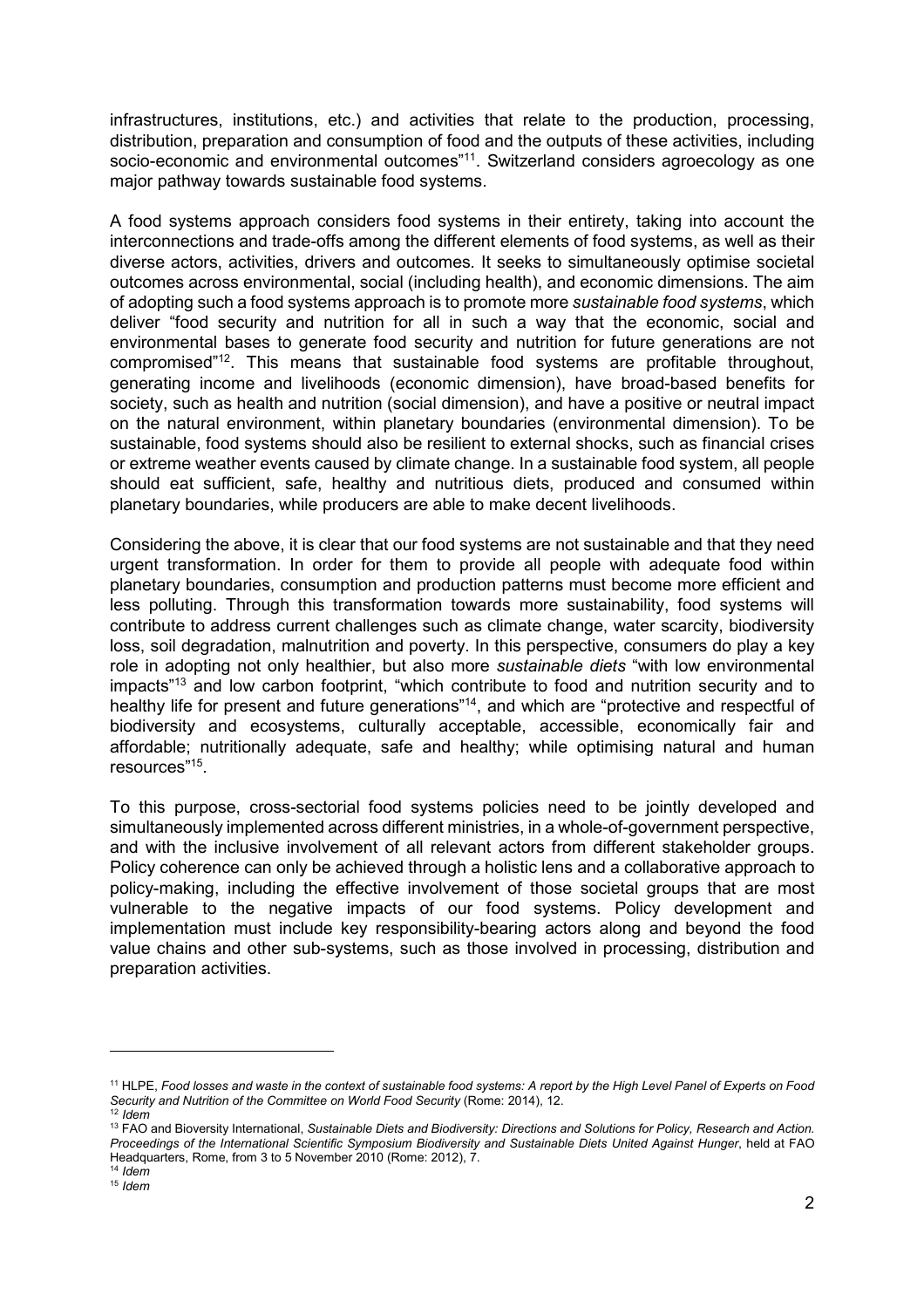infrastructures, institutions, etc.) and activities that relate to the production, processing, distribution, preparation and consumption of food and the outputs of these activities, including socio-economic and environmental outcomes"[11]. Switzerland considers agroecology as one major pathway towards sustainable food systems.

A food systems approach considers food systems in their entirety, taking into account the interconnections and trade-offs among the different elements of food systems, as well as their diverse actors, activities, drivers and outcomes. It seeks to simultaneously optimise societal outcomes across environmental, social (including health), and economic dimensions. The aim of adopting such a food systems approach is to promote more *sustainable food systems*, which deliver "food security and nutrition for all in such a way that the economic, social and environmental bases to generate food security and nutrition for future generations are not compromised"[12]. This means that sustainable food systems are profitable throughout, generating income and livelihoods (economic dimension), have broad-based benefits for society, such as health and nutrition (social dimension), and have a positive or neutral impact on the natural environment, within planetary boundaries (environmental dimension). To be sustainable, food systems should also be resilient to external shocks, such as financial crises or extreme weather events caused by climate change. In a sustainable food system, all people should eat sufficient, safe, healthy and nutritious diets, produced and consumed within planetary boundaries, while producers are able to make decent livelihoods.

Considering the above, it is clear that our food systems are not sustainable and that they need urgent transformation. In order for them to provide all people with adequate food within planetary boundaries, consumption and production patterns must become more efficient and less polluting. Through this transformation towards more sustainability, food systems will contribute to address current challenges such as climate change, water scarcity, biodiversity loss, soil degradation, malnutrition and poverty. In this perspective, consumers do play a key role in adopting not only healthier, but also more *sustainable diets* "with low environmental impacts"[13] and low carbon footprint, "which contribute to food and nutrition security and to healthy life for present and future generations"[14], and which are "protective and respectful of biodiversity and ecosystems, culturally acceptable, accessible, economically fair and affordable; nutritionally adequate, safe and healthy; while optimising natural and human resources"[15].

To this purpose, cross-sectorial food systems policies need to be jointly developed and simultaneously implemented across different ministries, in a whole-of-government perspective, and with the inclusive involvement of all relevant actors from different stakeholder groups. Policy coherence can only be achieved through a holistic lens and a collaborative approach to policy-making, including the effective involvement of those societal groups that are most vulnerable to the negative impacts of our food systems. Policy development and implementation must include key responsibility-bearing actors along and beyond the food value chains and other sub-systems, such as those involved in processing, distribution and preparation activities.

---

[11] HLPE, *Food losses and waste in the context of sustainable food systems: A report by the High Level Panel of Experts on Food Security and Nutrition of the Committee on World Food Security* (Rome: 2014), 12.

[12] *Idem*

[13] FAO and Bioversity International, *Sustainable Diets and Biodiversity: Directions and Solutions for Policy, Research and Action. Proceedings of the International Scientific Symposium Biodiversity and Sustainable Diets United Against Hunger*, held at FAO Headquarters, Rome, from 3 to 5 November 2010 (Rome: 2012), 7.

[14] *Idem*

[15] *Idem*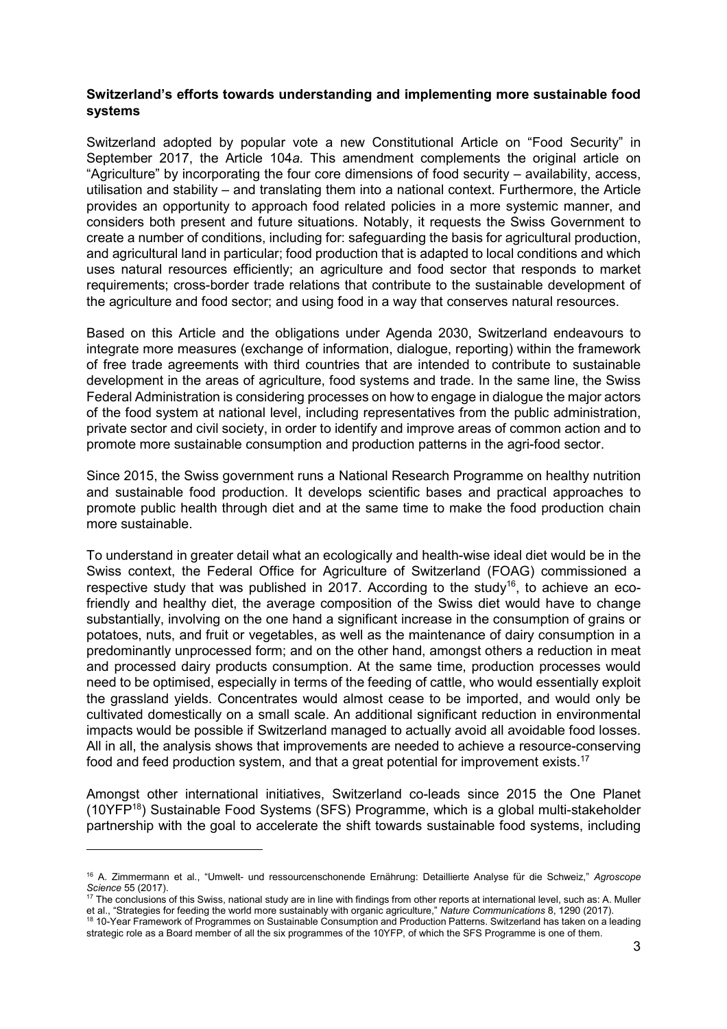**Switzerland's efforts towards understanding and implementing more sustainable food systems**

Switzerland adopted by popular vote a new Constitutional Article on "Food Security" in September 2017, the Article 104*a*. This amendment complements the original article on "Agriculture" by incorporating the four core dimensions of food security – availability, access, utilisation and stability – and translating them into a national context. Furthermore, the Article provides an opportunity to approach food related policies in a more systemic manner, and considers both present and future situations. Notably, it requests the Swiss Government to create a number of conditions, including for: safeguarding the basis for agricultural production, and agricultural land in particular; food production that is adapted to local conditions and which uses natural resources efficiently; an agriculture and food sector that responds to market requirements; cross-border trade relations that contribute to the sustainable development of the agriculture and food sector; and using food in a way that conserves natural resources.

Based on this Article and the obligations under Agenda 2030, Switzerland endeavours to integrate more measures (exchange of information, dialogue, reporting) within the framework of free trade agreements with third countries that are intended to contribute to sustainable development in the areas of agriculture, food systems and trade. In the same line, the Swiss Federal Administration is considering processes on how to engage in dialogue the major actors of the food system at national level, including representatives from the public administration, private sector and civil society, in order to identify and improve areas of common action and to promote more sustainable consumption and production patterns in the agri-food sector.

Since 2015, the Swiss government runs a National Research Programme on healthy nutrition and sustainable food production. It develops scientific bases and practical approaches to promote public health through diet and at the same time to make the food production chain more sustainable.

To understand in greater detail what an ecologically and health-wise ideal diet would be in the Swiss context, the Federal Office for Agriculture of Switzerland (FOAG) commissioned a respective study that was published in 2017. According to the study[16], to achieve an eco-friendly and healthy diet, the average composition of the Swiss diet would have to change substantially, involving on the one hand a significant increase in the consumption of grains or potatoes, nuts, and fruit or vegetables, as well as the maintenance of dairy consumption in a predominantly unprocessed form; and on the other hand, amongst others a reduction in meat and processed dairy products consumption. At the same time, production processes would need to be optimised, especially in terms of the feeding of cattle, who would essentially exploit the grassland yields. Concentrates would almost cease to be imported, and would only be cultivated domestically on a small scale. An additional significant reduction in environmental impacts would be possible if Switzerland managed to actually avoid all avoidable food losses. All in all, the analysis shows that improvements are needed to achieve a resource-conserving food and feed production system, and that a great potential for improvement exists.[17]

Amongst other international initiatives, Switzerland co-leads since 2015 the One Planet (10YFP[18]) Sustainable Food Systems (SFS) Programme, which is a global multi-stakeholder partnership with the goal to accelerate the shift towards sustainable food systems, including

---

[16] A. Zimmermann et al., "Umwelt- und ressourcenschonende Ernährung: Detaillierte Analyse für die Schweiz," *Agroscope Science* 55 (2017).

[17] The conclusions of this Swiss, national study are in line with findings from other reports at international level, such as: A. Muller et al., "Strategies for feeding the world more sustainably with organic agriculture," *Nature Communications* 8, 1290 (2017).

[18] 10-Year Framework of Programmes on Sustainable Consumption and Production Patterns. Switzerland has taken on a leading strategic role as a Board member of all the six programmes of the 10YFP, of which the SFS Programme is one of them.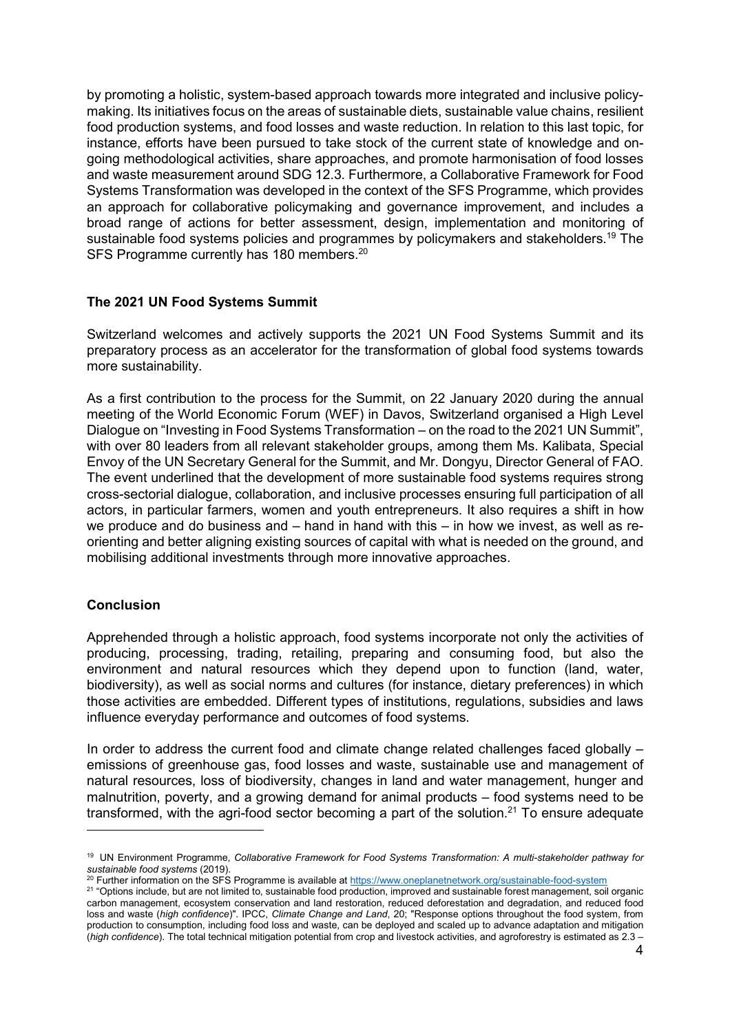by promoting a holistic, system-based approach towards more integrated and inclusive policy-making. Its initiatives focus on the areas of sustainable diets, sustainable value chains, resilient food production systems, and food losses and waste reduction. In relation to this last topic, for instance, efforts have been pursued to take stock of the current state of knowledge and on-going methodological activities, share approaches, and promote harmonisation of food losses and waste measurement around SDG 12.3. Furthermore, a Collaborative Framework for Food Systems Transformation was developed in the context of the SFS Programme, which provides an approach for collaborative policymaking and governance improvement, and includes a broad range of actions for better assessment, design, implementation and monitoring of sustainable food systems policies and programmes by policymakers and stakeholders.[19] The SFS Programme currently has 180 members.[20]

**The 2021 UN Food Systems Summit**

Switzerland welcomes and actively supports the 2021 UN Food Systems Summit and its preparatory process as an accelerator for the transformation of global food systems towards more sustainability.

As a first contribution to the process for the Summit, on 22 January 2020 during the annual meeting of the World Economic Forum (WEF) in Davos, Switzerland organised a High Level Dialogue on "Investing in Food Systems Transformation – on the road to the 2021 UN Summit", with over 80 leaders from all relevant stakeholder groups, among them Ms. Kalibata, Special Envoy of the UN Secretary General for the Summit, and Mr. Dongyu, Director General of FAO. The event underlined that the development of more sustainable food systems requires strong cross-sectorial dialogue, collaboration, and inclusive processes ensuring full participation of all actors, in particular farmers, women and youth entrepreneurs. It also requires a shift in how we produce and do business and – hand in hand with this – in how we invest, as well as re-orienting and better aligning existing sources of capital with what is needed on the ground, and mobilising additional investments through more innovative approaches.

**Conclusion**

Apprehended through a holistic approach, food systems incorporate not only the activities of producing, processing, trading, retailing, preparing and consuming food, but also the environment and natural resources which they depend upon to function (land, water, biodiversity), as well as social norms and cultures (for instance, dietary preferences) in which those activities are embedded. Different types of institutions, regulations, subsidies and laws influence everyday performance and outcomes of food systems.

In order to address the current food and climate change related challenges faced globally – emissions of greenhouse gas, food losses and waste, sustainable use and management of natural resources, loss of biodiversity, changes in land and water management, hunger and malnutrition, poverty, and a growing demand for animal products – food systems need to be transformed, with the agri-food sector becoming a part of the solution.[21] To ensure adequate

---

[19] UN Environment Programme, *Collaborative Framework for Food Systems Transformation: A multi-stakeholder pathway for sustainable food systems* (2019).

[20] Further information on the SFS Programme is available at https://www.oneplanetnetwork.org/sustainable-food-system

[21] "Options include, but are not limited to, sustainable food production, improved and sustainable forest management, soil organic carbon management, ecosystem conservation and land restoration, reduced deforestation and degradation, and reduced food loss and waste (*high confidence*)". IPCC, *Climate Change and Land*, 20; "Response options throughout the food system, from production to consumption, including food loss and waste, can be deployed and scaled up to advance adaptation and mitigation (*high confidence*). The total technical mitigation potential from crop and livestock activities, and agroforestry is estimated as 2.3 –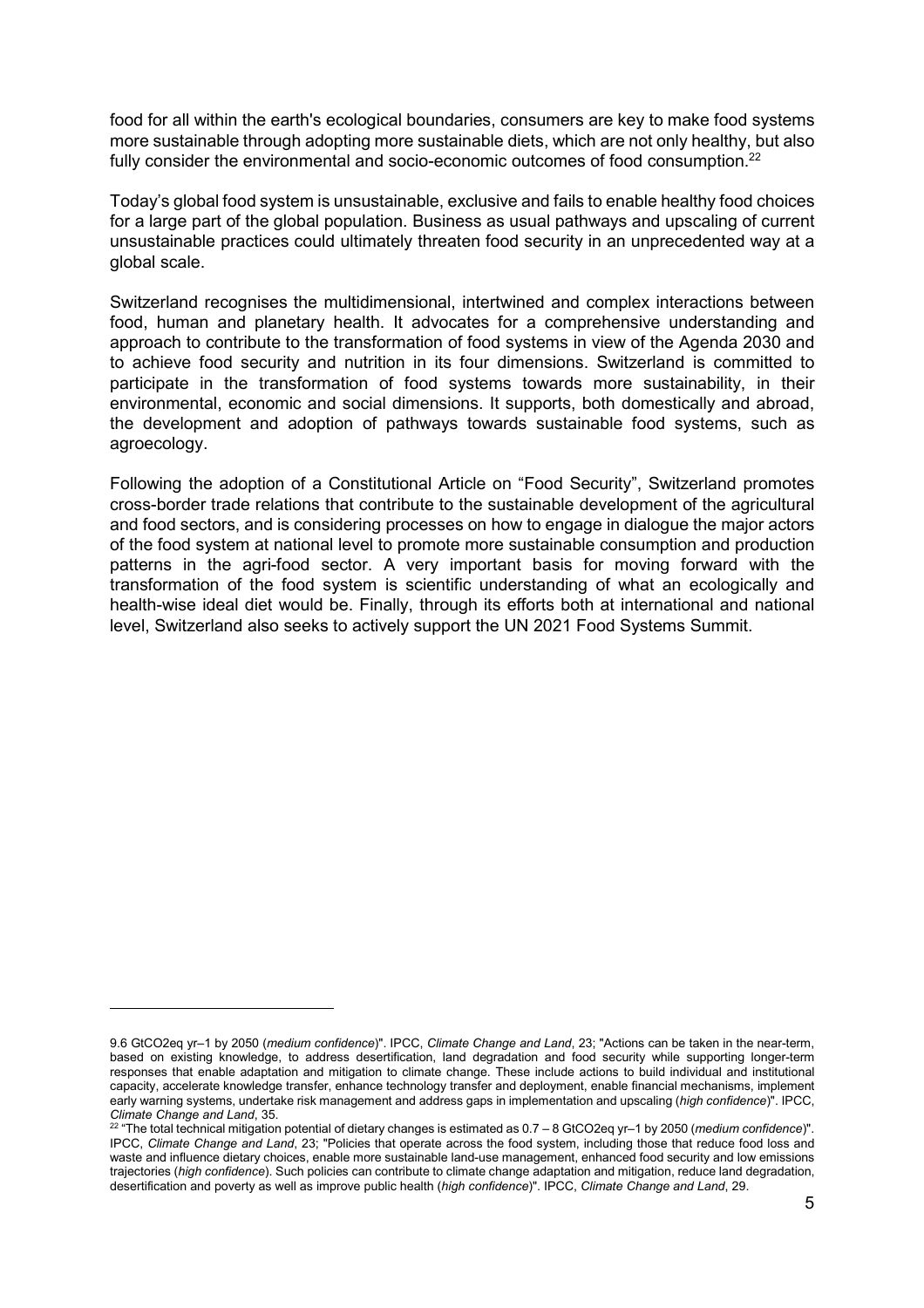food for all within the earth's ecological boundaries, consumers are key to make food systems more sustainable through adopting more sustainable diets, which are not only healthy, but also fully consider the environmental and socio-economic outcomes of food consumption.[22]

Today's global food system is unsustainable, exclusive and fails to enable healthy food choices for a large part of the global population. Business as usual pathways and upscaling of current unsustainable practices could ultimately threaten food security in an unprecedented way at a global scale.

Switzerland recognises the multidimensional, intertwined and complex interactions between food, human and planetary health. It advocates for a comprehensive understanding and approach to contribute to the transformation of food systems in view of the Agenda 2030 and to achieve food security and nutrition in its four dimensions. Switzerland is committed to participate in the transformation of food systems towards more sustainability, in their environmental, economic and social dimensions. It supports, both domestically and abroad, the development and adoption of pathways towards sustainable food systems, such as agroecology.

Following the adoption of a Constitutional Article on "Food Security", Switzerland promotes cross-border trade relations that contribute to the sustainable development of the agricultural and food sectors, and is considering processes on how to engage in dialogue the major actors of the food system at national level to promote more sustainable consumption and production patterns in the agri-food sector. A very important basis for moving forward with the transformation of the food system is scientific understanding of what an ecologically and health-wise ideal diet would be. Finally, through its efforts both at international and national level, Switzerland also seeks to actively support the UN 2021 Food Systems Summit.

---

9.6 GtCO2eq yr–1 by 2050 (*medium confidence*)". IPCC, *Climate Change and Land*, 23; "Actions can be taken in the near-term, based on existing knowledge, to address desertification, land degradation and food security while supporting longer-term responses that enable adaptation and mitigation to climate change. These include actions to build individual and institutional capacity, accelerate knowledge transfer, enhance technology transfer and deployment, enable financial mechanisms, implement early warning systems, undertake risk management and address gaps in implementation and upscaling (*high confidence*)". IPCC, *Climate Change and Land*, 35.

[22] "The total technical mitigation potential of dietary changes is estimated as 0.7 – 8 GtCO2eq yr–1 by 2050 (*medium confidence*)". IPCC, *Climate Change and Land*, 23; "Policies that operate across the food system, including those that reduce food loss and waste and influence dietary choices, enable more sustainable land-use management, enhanced food security and low emissions trajectories (*high confidence*). Such policies can contribute to climate change adaptation and mitigation, reduce land degradation, desertification and poverty as well as improve public health (*high confidence*)". IPCC, *Climate Change and Land*, 29.